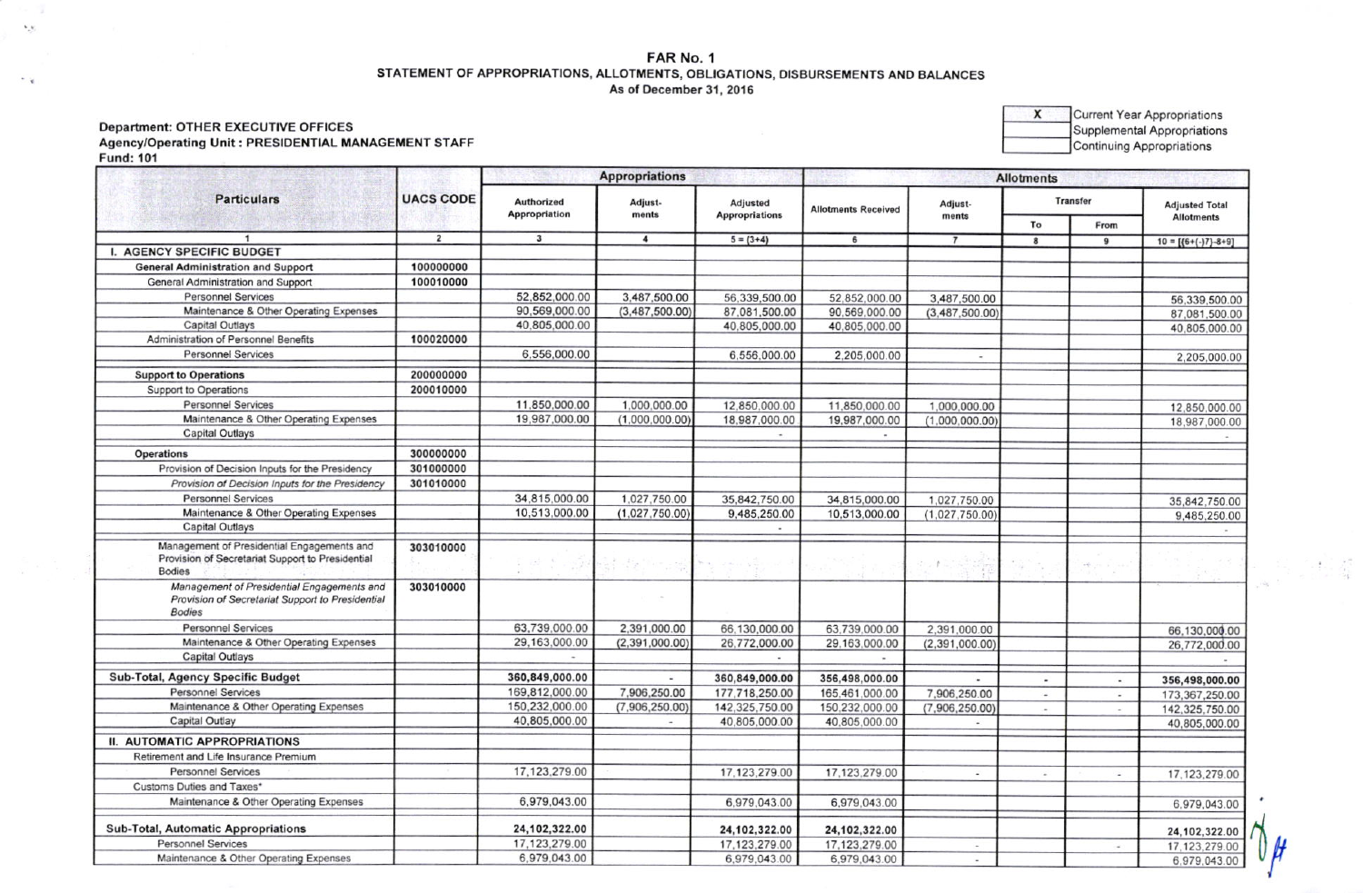# FAR No. 1

## STATEMENT OF APPROPRIATIONS, ALLOTMENTS, OBLIGATIONS, DISBURSEMENTS AND BALANCES

As of December 31, 2016

**Department: OTHER EXECUTIVE OFFICES**
**Agency/Operating Unit : PRESIDENTIAL MANAGEMENT STAFF**
**Fund: 101**

| X | Current Year Appropriations |
|---|---|
| | Supplemental Appropriations |
| | Continuing Appropriations |

| Particulars | UACS CODE | Appropriations | | | Allotments | | | | |
|---|---|---|---|---|---|---|---|---|---|
| | | Authorized Appropriation | Adjust-ments | Adjusted Appropriations | Allotments Received | Adjust-ments | Transfer | | Adjusted Total Allotments |
| | | | | | | | To | From | |
| 1 | 2 | 3 | 4 | 5 = (3+4) | 6 | 7 | 8 | 9 | 10 = [(6+(-)7)-8+9] |
| **I. AGENCY SPECIFIC BUDGET** | | | | | | | | | |
| **General Administration and Support** | 100000000 | | | | | | | | |
| General Administration and Support | 100010000 | | | | | | | | |
| Personnel Services | | 52,852,000.00 | 3,487,500.00 | 56,339,500.00 | 52,852,000.00 | 3,487,500.00 | | | 56,339,500.00 |
| Maintenance & Other Operating Expenses | | 90,569,000.00 | (3,487,500.00) | 87,081,500.00 | 90,569,000.00 | (3,487,500.00) | | | 87,081,500.00 |
| Capital Outlays | | 40,805,000.00 | | 40,805,000.00 | 40,805,000.00 | | | | 40,805,000.00 |
| Administration of Personnel Benefits | 100020000 | | | | | | | | |
| Personnel Services | | 6,556,000.00 | | 6,556,000.00 | 2,205,000.00 | - | | | 2,205,000.00 |
| **Support to Operations** | 200000000 | | | | | | | | |
| Support to Operations | 200010000 | | | | | | | | |
| Personnel Services | | 11,850,000.00 | 1,000,000.00 | 12,850,000.00 | 11,850,000.00 | 1,000,000.00 | | | 12,850,000.00 |
| Maintenance & Other Operating Expenses | | 19,987,000.00 | (1,000,000.00) | 18,987,000.00 | 19,987,000.00 | (1,000,000.00) | | | 18,987,000.00 |
| Capital Outlays | | | | - | - | | | | - |
| **Operations** | 300000000 | | | | | | | | |
| Provision of Decision Inputs for the Presidency | 301000000 | | | | | | | | |
| *Provision of Decision Inputs for the Presidency* | 301010000 | | | | | | | | |
| Personnel Services | | 34,815,000.00 | 1,027,750.00 | 35,842,750.00 | 34,815,000.00 | 1,027,750.00 | | | 35,842,750.00 |
| Maintenance & Other Operating Expenses | | 10,513,000.00 | (1,027,750.00) | 9,485,250.00 | 10,513,000.00 | (1,027,750.00) | | | 9,485,250.00 |
| Capital Outlays | | | | - | | | | | - |
| Management of Presidential Engagements and Provision of Secretariat Support to Presidential Bodies | 303010000 | | | | | | | | |
| *Management of Presidential Engagements and Provision of Secretariat Support to Presidential Bodies* | 303010000 | | | | | | | | |
| Personnel Services | | 63,739,000.00 | 2,391,000.00 | 66,130,000.00 | 63,739,000.00 | 2,391,000.00 | | | 66,130,000.00 |
| Maintenance & Other Operating Expenses | | 29,163,000.00 | (2,391,000.00) | 26,772,000.00 | 29,163,000.00 | (2,391,000.00) | | | 26,772,000.00 |
| Capital Outlays | | - | | - | - | | | | - |
| **Sub-Total, Agency Specific Budget** | | **360,849,000.00** | - | **360,849,000.00** | **356,498,000.00** | - | - | - | **356,498,000.00** |
| Personnel Services | | 169,812,000.00 | 7,906,250.00 | 177,718,250.00 | 165,461,000.00 | 7,906,250.00 | - | - | 173,367,250.00 |
| Maintenance & Other Operating Expenses | | 150,232,000.00 | (7,906,250.00) | 142,325,750.00 | 150,232,000.00 | (7,906,250.00) | - | - | 142,325,750.00 |
| Capital Outlay | | 40,805,000.00 | - | 40,805,000.00 | 40,805,000.00 | - | | | 40,805,000.00 |
| **II. AUTOMATIC APPROPRIATIONS** | | | | | | | | | |
| Retirement and Life Insurance Premium | | | | | | | | | |
| Personnel Services | | 17,123,279.00 | | 17,123,279.00 | 17,123,279.00 | - | - | - | 17,123,279.00 |
| Customs Duties and Taxes* | | | | | | | | | |
| Maintenance & Other Operating Expenses | | 6,979,043.00 | | 6,979,043.00 | 6,979,043.00 | | | | 6,979,043.00 |
| **Sub-Total, Automatic Appropriations** | | **24,102,322.00** | | **24,102,322.00** | **24,102,322.00** | | | | **24,102,322.00** |
| Personnel Services | | 17,123,279.00 | | 17,123,279.00 | 17,123,279.00 | - | | - | 17,123,279.00 |
| Maintenance & Other Operating Expenses | | 6,979,043.00 | | 6,979,043.00 | 6,979,043.00 | - | | | 6,979,043.00 |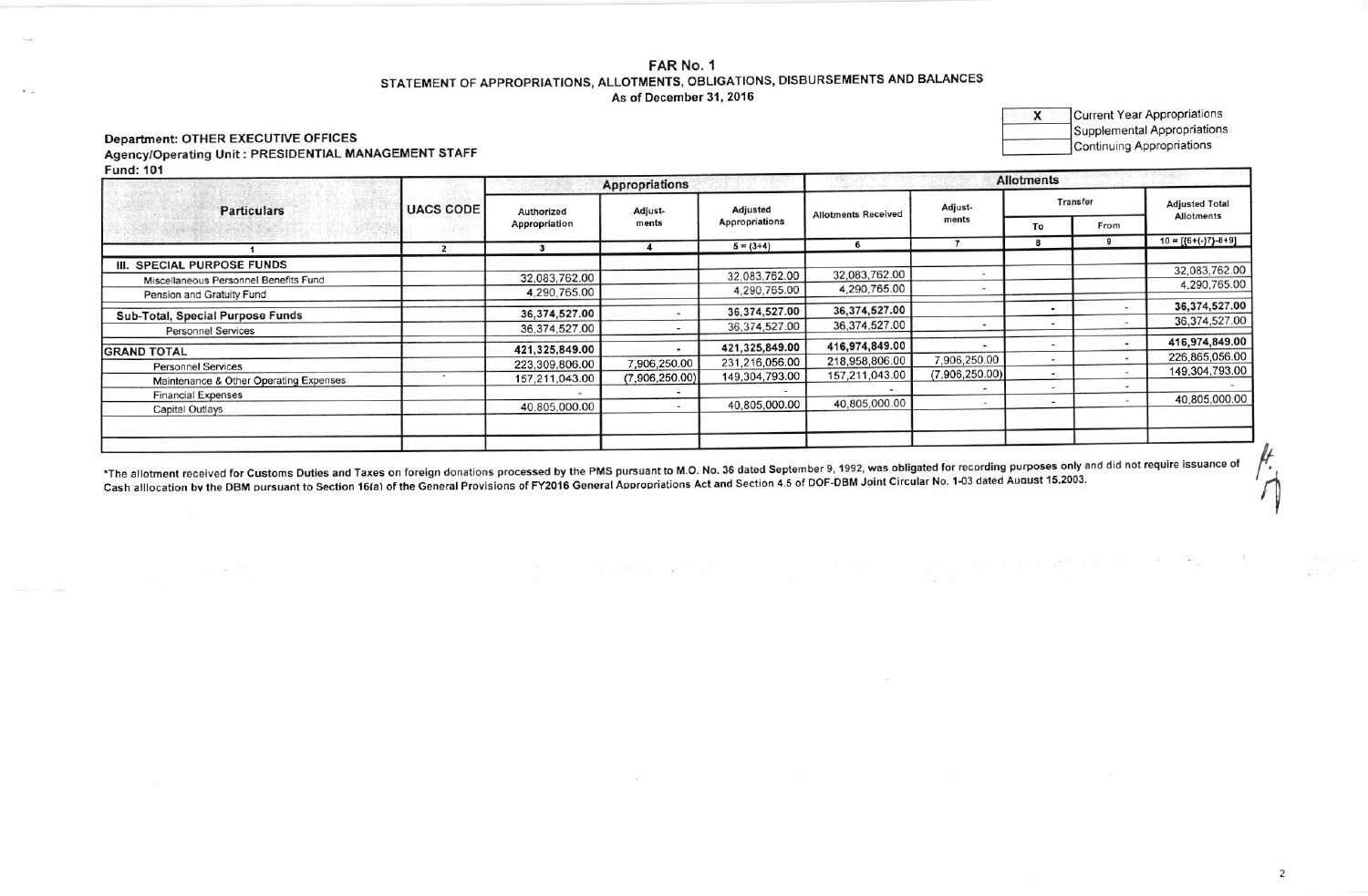# FAR No. 1

## STATEMENT OF APPROPRIATIONS, ALLOTMENTS, OBLIGATIONS, DISBURSEMENTS AND BALANCES

As of December 31, 2016

| | |
|---|---|
| X | Current Year Appropriations |
| | Supplemental Appropriations |
| | Continuing Appropriations |

**Department: OTHER EXECUTIVE OFFICES**

**Agency/Operating Unit : PRESIDENTIAL MANAGEMENT STAFF**

**Fund: 101**

| Particulars | UACS CODE | Appropriations | | | Allotments | | | | |
|---|---|---|---|---|---|---|---|---|---|
| | | Authorized Appropriation | Adjust-ments | Adjusted Appropriations | Allotments Received | Adjust-ments | Transfer | | Adjusted Total Allotments |
| | | | | | | | To | From | |
| 1 | 2 | 3 | 4 | 5 = (3+4) | 6 | 7 | 8 | 9 | 10 = [{6+(-)7}-8+9] |
| III. SPECIAL PURPOSE FUNDS | | | | | | | | | |
| Miscellaneous Personnel Benefits Fund | | 32,083,762.00 | | 32,083,762.00 | 32,083,762.00 | - | | | 32,083,762.00 |
| Pension and Gratuity Fund | | 4,290,765.00 | | 4,290,765.00 | 4,290,765.00 | - | | | 4,290,765.00 |
| **Sub-Total, Special Purpose Funds** | | **36,374,527.00** | - | **36,374,527.00** | **36,374,527.00** | | - | - | **36,374,527.00** |
| Personnel Services | | 36,374,527.00 | - | 36,374,527.00 | 36,374,527.00 | - | - | - | 36,374,527.00 |
| **GRAND TOTAL** | | **421,325,849.00** | - | **421,325,849.00** | **416,974,849.00** | - | - | - | **416,974,849.00** |
| Personnel Services | | 223,309,806.00 | 7,906,250.00 | 231,216,056.00 | 218,958,806.00 | 7,906,250.00 | - | - | 226,865,056.00 |
| Maintenance & Other Operating Expenses | - | 157,211,043.00 | (7,906,250.00) | 149,304,793.00 | 157,211,043.00 | (7,906,250.00) | - | - | 149,304,793.00 |
| Financial Expenses | | - | - | - | - | - | - | - | - |
| Capital Outlays | | 40,805,000.00 | - | 40,805,000.00 | 40,805,000.00 | - | - | - | 40,805,000.00 |
| | | | | | | | | | |
| | | | | | | | | | |

*The allotment received for Customs Duties and Taxes on foreign donations processed by the PMS pursuant to M.O. No. 36 dated September 9, 1992, was obligated for recording purposes only and did not require issuance of Cash alllocation by the DBM pursuant to Section 16(a) of the General Provisions of FY2016 General Appropriations Act and Section 4.5 of DOF-DBM Joint Circular No. 1-03 dated August 15,2003.